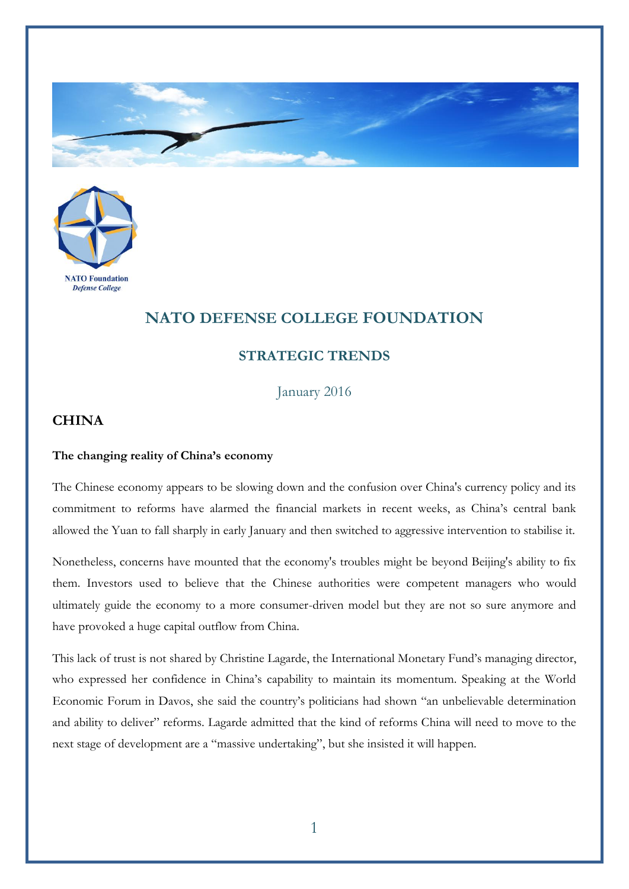# NATO DEFENSE COLLEGE FOUNDATION

## STRATEGIC TRENDS

January 2016

## CHINA

**The changing reality of China's economy**

The Chinese economy appears to be slowing down and the confusion over China's currency policy and its commitment to reforms have alarmed the financial markets in recent weeks, as China's central bank allowed the Yuan to fall sharply in early January and then switched to aggressive intervention to stabilise it.

Nonetheless, concerns have mounted that the economy's troubles might be beyond Beijing's ability to fix them. Investors used to believe that the Chinese authorities were competent managers who would ultimately guide the economy to a more consumer-driven model but they are not so sure anymore and have provoked a huge capital outflow from China.

This lack of trust is not shared by Christine Lagarde, the International Monetary Fund's managing director, who expressed her confidence in China's capability to maintain its momentum. Speaking at the World Economic Forum in Davos, she said the country's politicians had shown "an unbelievable determination and ability to deliver" reforms. Lagarde admitted that the kind of reforms China will need to move to the next stage of development are a "massive undertaking", but she insisted it will happen.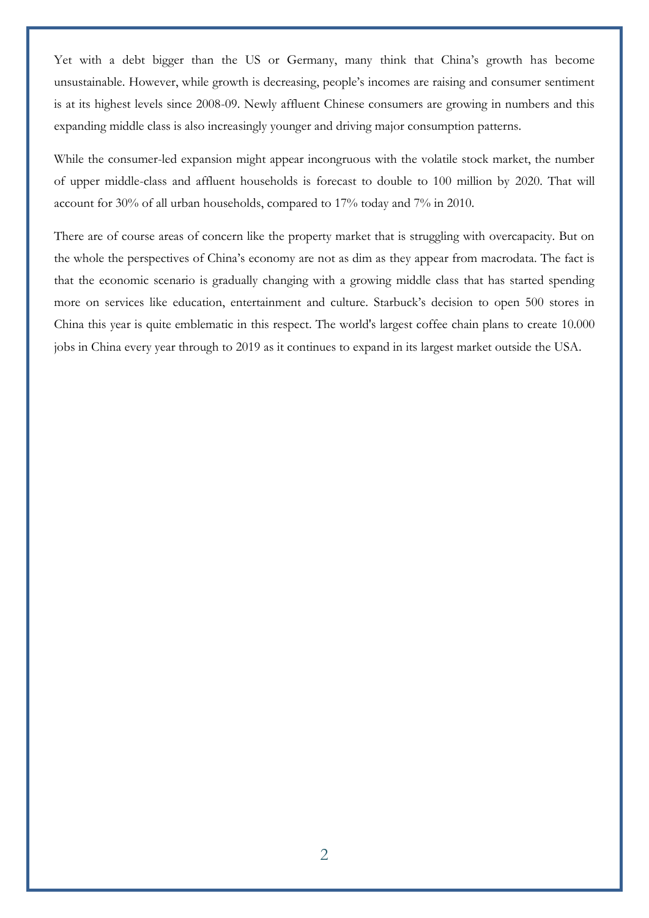Yet with a debt bigger than the US or Germany, many think that China's growth has become unsustainable. However, while growth is decreasing, people's incomes are raising and consumer sentiment is at its highest levels since 2008-09. Newly affluent Chinese consumers are growing in numbers and this expanding middle class is also increasingly younger and driving major consumption patterns.

While the consumer-led expansion might appear incongruous with the volatile stock market, the number of upper middle-class and affluent households is forecast to double to 100 million by 2020. That will account for 30% of all urban households, compared to 17% today and 7% in 2010.

There are of course areas of concern like the property market that is struggling with overcapacity. But on the whole the perspectives of China's economy are not as dim as they appear from macrodata. The fact is that the economic scenario is gradually changing with a growing middle class that has started spending more on services like education, entertainment and culture. Starbuck's decision to open 500 stores in China this year is quite emblematic in this respect. The world's largest coffee chain plans to create 10.000 jobs in China every year through to 2019 as it continues to expand in its largest market outside the USA.